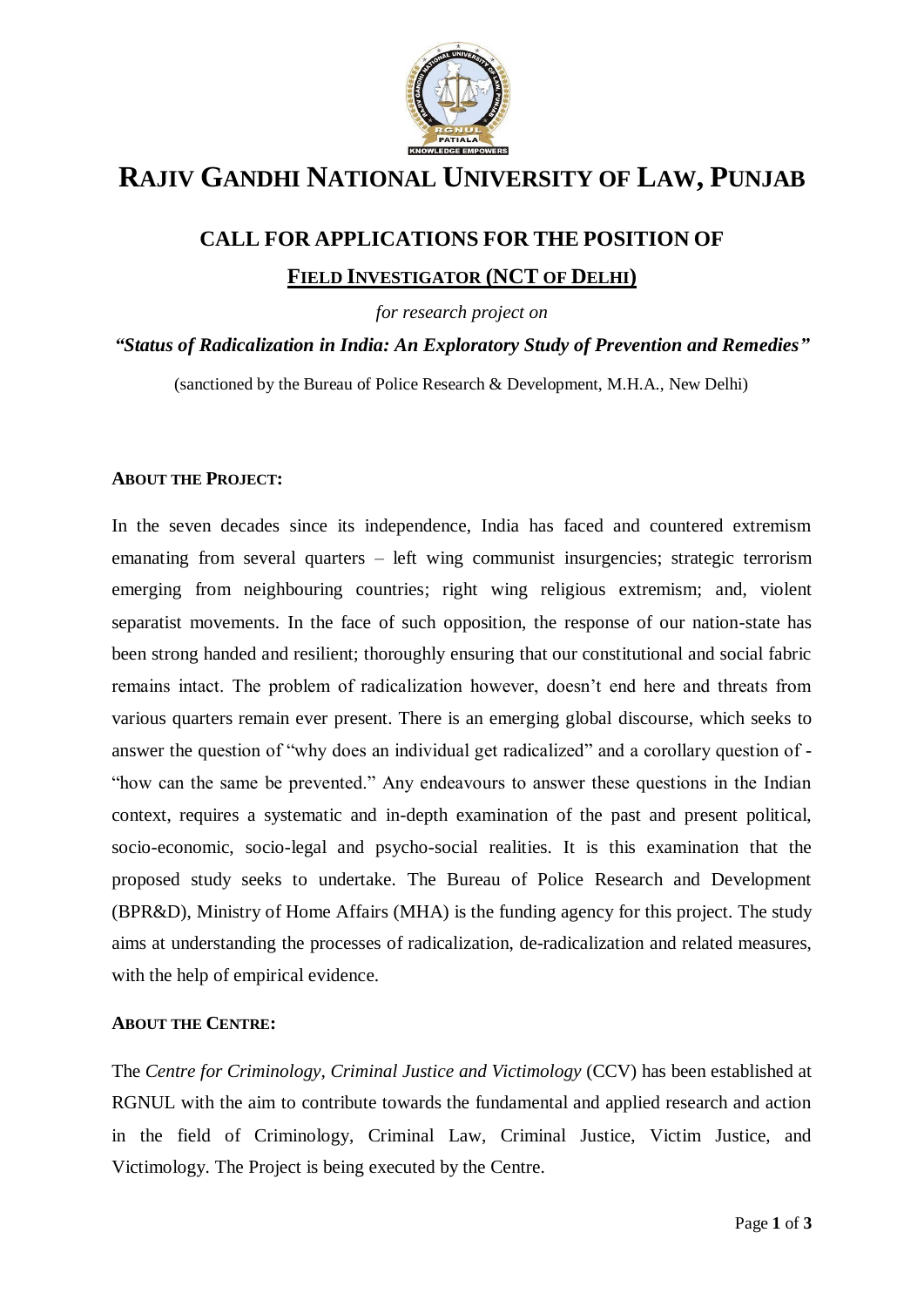# RAJIV GANDHI NATIONAL UNIVERSITY OF LAW, PUNJAB

## CALL FOR APPLICATIONS FOR THE POSITION OF

## FIELD INVESTIGATOR (NCT OF DELHI)

*for research project on*

***"Status of Radicalization in India: An Exploratory Study of Prevention and Remedies"***

(sanctioned by the Bureau of Police Research & Development, M.H.A., New Delhi)

### ABOUT THE PROJECT:

In the seven decades since its independence, India has faced and countered extremism emanating from several quarters – left wing communist insurgencies; strategic terrorism emerging from neighbouring countries; right wing religious extremism; and, violent separatist movements. In the face of such opposition, the response of our nation-state has been strong handed and resilient; thoroughly ensuring that our constitutional and social fabric remains intact. The problem of radicalization however, doesn't end here and threats from various quarters remain ever present. There is an emerging global discourse, which seeks to answer the question of "why does an individual get radicalized" and a corollary question of - "how can the same be prevented." Any endeavours to answer these questions in the Indian context, requires a systematic and in-depth examination of the past and present political, socio-economic, socio-legal and psycho-social realities. It is this examination that the proposed study seeks to undertake. The Bureau of Police Research and Development (BPR&D), Ministry of Home Affairs (MHA) is the funding agency for this project. The study aims at understanding the processes of radicalization, de-radicalization and related measures, with the help of empirical evidence.

### ABOUT THE CENTRE:

The *Centre for Criminology, Criminal Justice and Victimology* (CCV) has been established at RGNUL with the aim to contribute towards the fundamental and applied research and action in the field of Criminology, Criminal Law, Criminal Justice, Victim Justice, and Victimology. The Project is being executed by the Centre.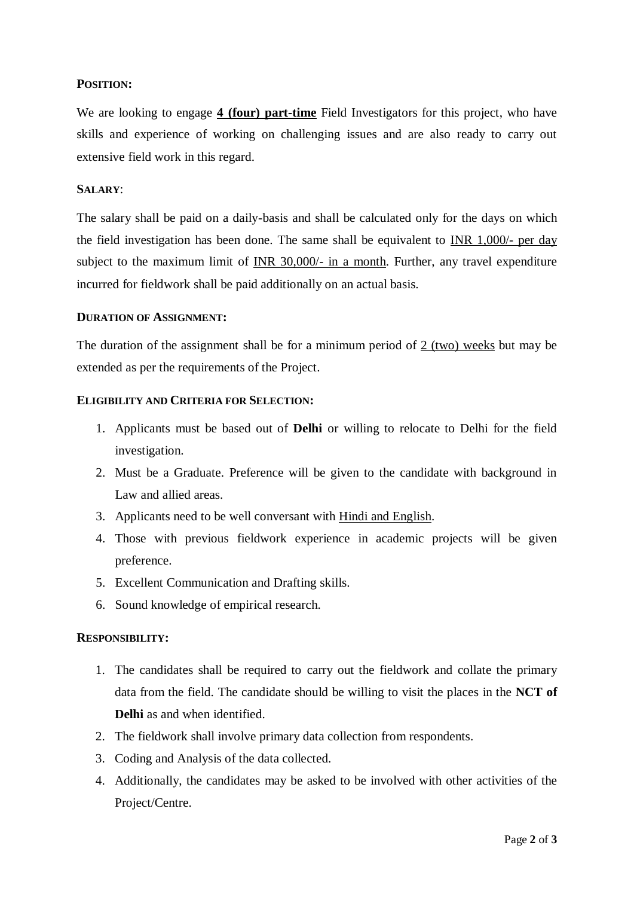**POSITION:**

We are looking to engage **4 (four) part-time** Field Investigators for this project, who have skills and experience of working on challenging issues and are also ready to carry out extensive field work in this regard.

**SALARY**:

The salary shall be paid on a daily-basis and shall be calculated only for the days on which the field investigation has been done. The same shall be equivalent to INR 1,000/- per day subject to the maximum limit of INR 30,000/- in a month. Further, any travel expenditure incurred for fieldwork shall be paid additionally on an actual basis.

**DURATION OF ASSIGNMENT:**

The duration of the assignment shall be for a minimum period of 2 (two) weeks but may be extended as per the requirements of the Project.

**ELIGIBILITY AND CRITERIA FOR SELECTION:**

1. Applicants must be based out of **Delhi** or willing to relocate to Delhi for the field investigation.
2. Must be a Graduate. Preference will be given to the candidate with background in Law and allied areas.
3. Applicants need to be well conversant with Hindi and English.
4. Those with previous fieldwork experience in academic projects will be given preference.
5. Excellent Communication and Drafting skills.
6. Sound knowledge of empirical research.

**RESPONSIBILITY:**

1. The candidates shall be required to carry out the fieldwork and collate the primary data from the field. The candidate should be willing to visit the places in the **NCT of Delhi** as and when identified.
2. The fieldwork shall involve primary data collection from respondents.
3. Coding and Analysis of the data collected.
4. Additionally, the candidates may be asked to be involved with other activities of the Project/Centre.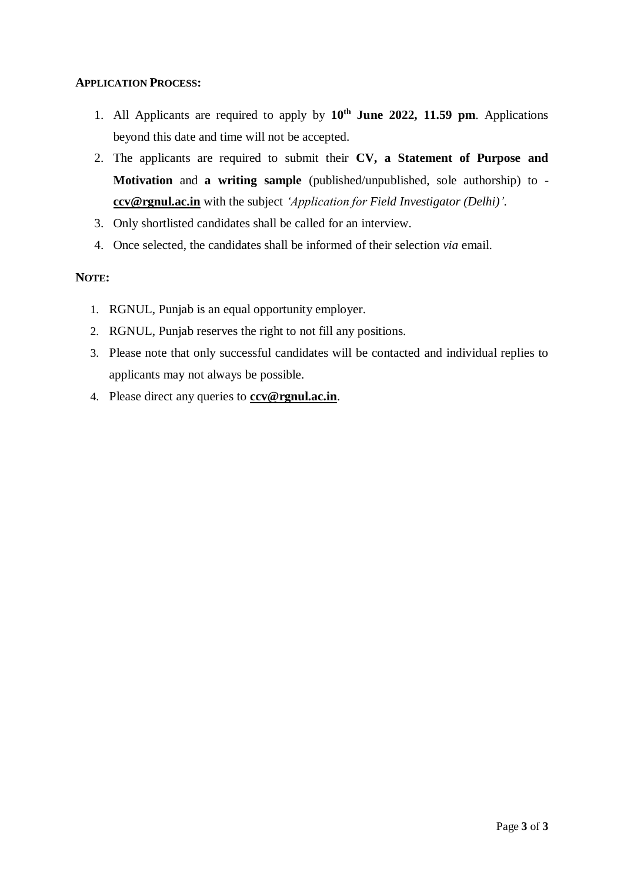**APPLICATION PROCESS:**

1. All Applicants are required to apply by **10th June 2022, 11.59 pm**. Applications beyond this date and time will not be accepted.
2. The applicants are required to submit their **CV, a Statement of Purpose and Motivation** and **a writing sample** (published/unpublished, sole authorship) to - **ccv@rgnul.ac.in** with the subject *'Application for Field Investigator (Delhi)'*.
3. Only shortlisted candidates shall be called for an interview.
4. Once selected, the candidates shall be informed of their selection *via* email.

**NOTE:**

1. RGNUL, Punjab is an equal opportunity employer.
2. RGNUL, Punjab reserves the right to not fill any positions.
3. Please note that only successful candidates will be contacted and individual replies to applicants may not always be possible.
4. Please direct any queries to **ccv@rgnul.ac.in**.